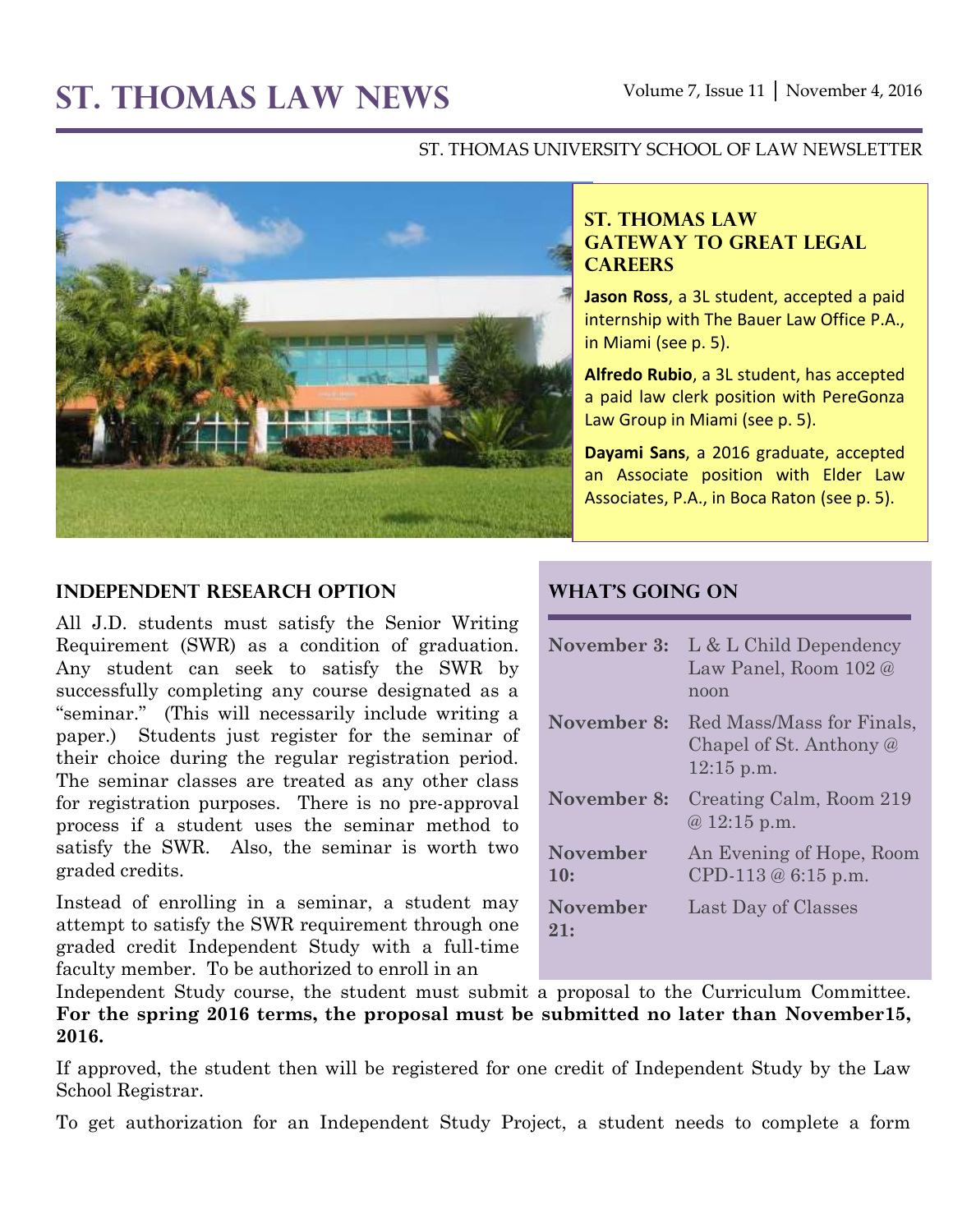# ST. THOMAS LAW NEWS

Volume 7, Issue 11 | November 4, 2016

ST. THOMAS UNIVERSITY SCHOOL OF LAW NEWSLETTER

## ST. THOMAS LAW GATEWAY TO GREAT LEGAL CAREERS

**Jason Ross**, a 3L student, accepted a paid internship with The Bauer Law Office P.A., in Miami (see p. 5).

**Alfredo Rubio**, a 3L student, has accepted a paid law clerk position with PereGonza Law Group in Miami (see p. 5).

**Dayami Sans**, a 2016 graduate, accepted an Associate position with Elder Law Associates, P.A., in Boca Raton (see p. 5).

## WHAT'S GOING ON

| | |
|---|---|
| **November 3:** | L & L Child Dependency Law Panel, Room 102 @ noon |
| **November 8:** | Red Mass/Mass for Finals, Chapel of St. Anthony @ 12:15 p.m. |
| **November 8:** | Creating Calm, Room 219 @ 12:15 p.m. |
| **November 10:** | An Evening of Hope, Room CPD-113 @ 6:15 p.m. |
| **November 21:** | Last Day of Classes |

## INDEPENDENT RESEARCH OPTION

All J.D. students must satisfy the Senior Writing Requirement (SWR) as a condition of graduation. Any student can seek to satisfy the SWR by successfully completing any course designated as a "seminar." (This will necessarily include writing a paper.) Students just register for the seminar of their choice during the regular registration period. The seminar classes are treated as any other class for registration purposes. There is no pre-approval process if a student uses the seminar method to satisfy the SWR. Also, the seminar is worth two graded credits.

Instead of enrolling in a seminar, a student may attempt to satisfy the SWR requirement through one graded credit Independent Study with a full-time faculty member. To be authorized to enroll in an Independent Study course, the student must submit a proposal to the Curriculum Committee. **For the spring 2016 terms, the proposal must be submitted no later than November15, 2016.**

If approved, the student then will be registered for one credit of Independent Study by the Law School Registrar.

To get authorization for an Independent Study Project, a student needs to complete a form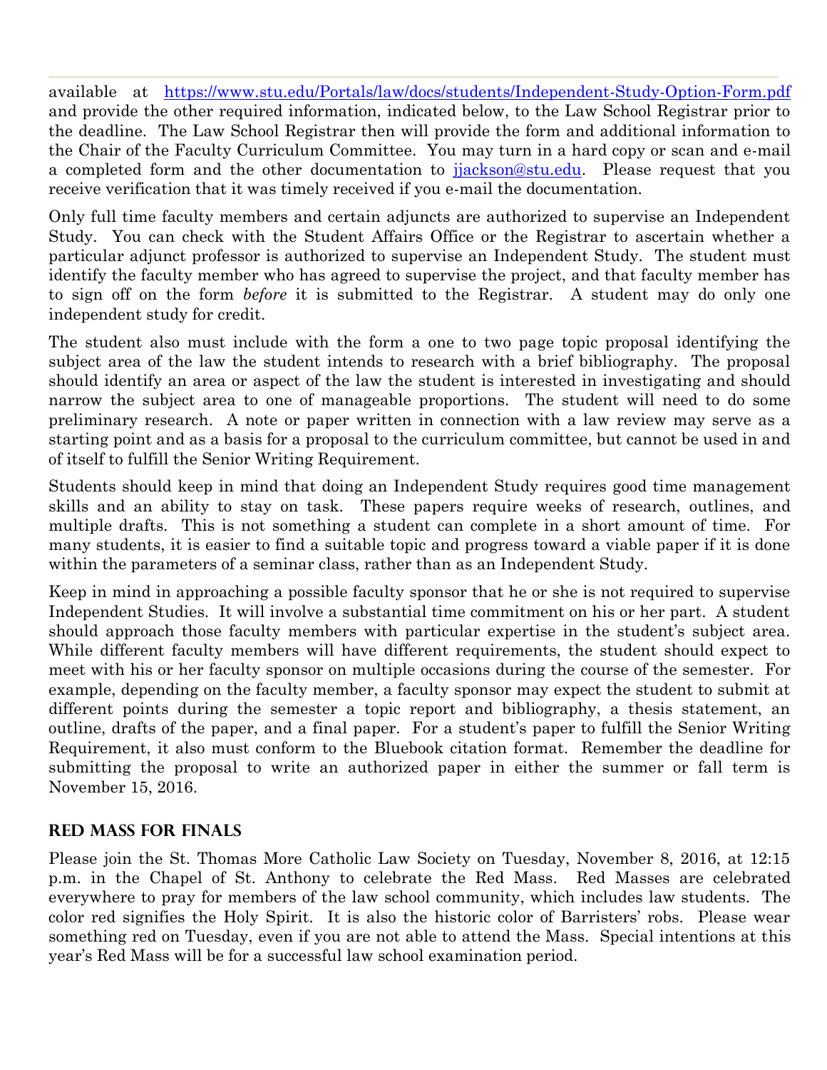available at https://www.stu.edu/Portals/law/docs/students/Independent-Study-Option-Form.pdf and provide the other required information, indicated below, to the Law School Registrar prior to the deadline. The Law School Registrar then will provide the form and additional information to the Chair of the Faculty Curriculum Committee. You may turn in a hard copy or scan and e-mail a completed form and the other documentation to jjackson@stu.edu. Please request that you receive verification that it was timely received if you e-mail the documentation.

Only full time faculty members and certain adjuncts are authorized to supervise an Independent Study. You can check with the Student Affairs Office or the Registrar to ascertain whether a particular adjunct professor is authorized to supervise an Independent Study. The student must identify the faculty member who has agreed to supervise the project, and that faculty member has to sign off on the form *before* it is submitted to the Registrar. A student may do only one independent study for credit.

The student also must include with the form a one to two page topic proposal identifying the subject area of the law the student intends to research with a brief bibliography. The proposal should identify an area or aspect of the law the student is interested in investigating and should narrow the subject area to one of manageable proportions. The student will need to do some preliminary research. A note or paper written in connection with a law review may serve as a starting point and as a basis for a proposal to the curriculum committee, but cannot be used in and of itself to fulfill the Senior Writing Requirement.

Students should keep in mind that doing an Independent Study requires good time management skills and an ability to stay on task. These papers require weeks of research, outlines, and multiple drafts. This is not something a student can complete in a short amount of time. For many students, it is easier to find a suitable topic and progress toward a viable paper if it is done within the parameters of a seminar class, rather than as an Independent Study.

Keep in mind in approaching a possible faculty sponsor that he or she is not required to supervise Independent Studies. It will involve a substantial time commitment on his or her part. A student should approach those faculty members with particular expertise in the student's subject area. While different faculty members will have different requirements, the student should expect to meet with his or her faculty sponsor on multiple occasions during the course of the semester. For example, depending on the faculty member, a faculty sponsor may expect the student to submit at different points during the semester a topic report and bibliography, a thesis statement, an outline, drafts of the paper, and a final paper. For a student's paper to fulfill the Senior Writing Requirement, it also must conform to the Bluebook citation format. Remember the deadline for submitting the proposal to write an authorized paper in either the summer or fall term is November 15, 2016.

## RED MASS FOR FINALS

Please join the St. Thomas More Catholic Law Society on Tuesday, November 8, 2016, at 12:15 p.m. in the Chapel of St. Anthony to celebrate the Red Mass. Red Masses are celebrated everywhere to pray for members of the law school community, which includes law students. The color red signifies the Holy Spirit. It is also the historic color of Barristers' robs. Please wear something red on Tuesday, even if you are not able to attend the Mass. Special intentions at this year's Red Mass will be for a successful law school examination period.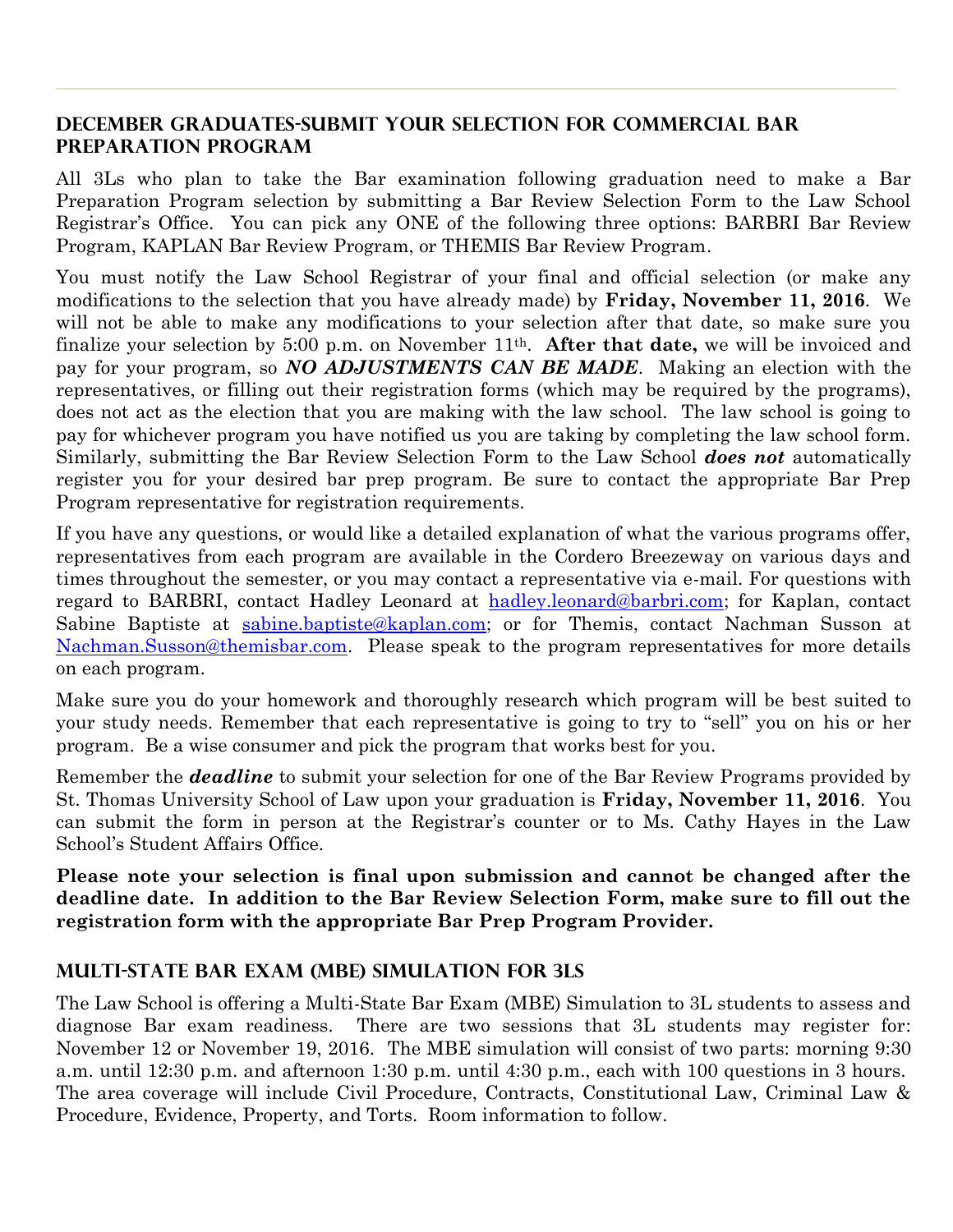## DECEMBER GRADUATES-SUBMIT YOUR SELECTION FOR COMMERCIAL BAR PREPARATION PROGRAM

All 3Ls who plan to take the Bar examination following graduation need to make a Bar Preparation Program selection by submitting a Bar Review Selection Form to the Law School Registrar's Office. You can pick any ONE of the following three options: BARBRI Bar Review Program, KAPLAN Bar Review Program, or THEMIS Bar Review Program.

You must notify the Law School Registrar of your final and official selection (or make any modifications to the selection that you have already made) by **Friday, November 11, 2016**. We will not be able to make any modifications to your selection after that date, so make sure you finalize your selection by 5:00 p.m. on November 11th. **After that date,** we will be invoiced and pay for your program, so ***NO ADJUSTMENTS CAN BE MADE***. Making an election with the representatives, or filling out their registration forms (which may be required by the programs), does not act as the election that you are making with the law school. The law school is going to pay for whichever program you have notified us you are taking by completing the law school form. Similarly, submitting the Bar Review Selection Form to the Law School ***does not*** automatically register you for your desired bar prep program. Be sure to contact the appropriate Bar Prep Program representative for registration requirements.

If you have any questions, or would like a detailed explanation of what the various programs offer, representatives from each program are available in the Cordero Breezeway on various days and times throughout the semester, or you may contact a representative via e-mail. For questions with regard to BARBRI, contact Hadley Leonard at hadley.leonard@barbri.com; for Kaplan, contact Sabine Baptiste at sabine.baptiste@kaplan.com; or for Themis, contact Nachman Susson at Nachman.Susson@themisbar.com. Please speak to the program representatives for more details on each program.

Make sure you do your homework and thoroughly research which program will be best suited to your study needs. Remember that each representative is going to try to "sell" you on his or her program. Be a wise consumer and pick the program that works best for you.

Remember the ***deadline*** to submit your selection for one of the Bar Review Programs provided by St. Thomas University School of Law upon your graduation is **Friday, November 11, 2016**. You can submit the form in person at the Registrar's counter or to Ms. Cathy Hayes in the Law School's Student Affairs Office.

**Please note your selection is final upon submission and cannot be changed after the deadline date. In addition to the Bar Review Selection Form, make sure to fill out the registration form with the appropriate Bar Prep Program Provider.**

## MULTI-STATE BAR EXAM (MBE) SIMULATION FOR 3LS

The Law School is offering a Multi-State Bar Exam (MBE) Simulation to 3L students to assess and diagnose Bar exam readiness. There are two sessions that 3L students may register for: November 12 or November 19, 2016. The MBE simulation will consist of two parts: morning 9:30 a.m. until 12:30 p.m. and afternoon 1:30 p.m. until 4:30 p.m., each with 100 questions in 3 hours. The area coverage will include Civil Procedure, Contracts, Constitutional Law, Criminal Law & Procedure, Evidence, Property, and Torts. Room information to follow.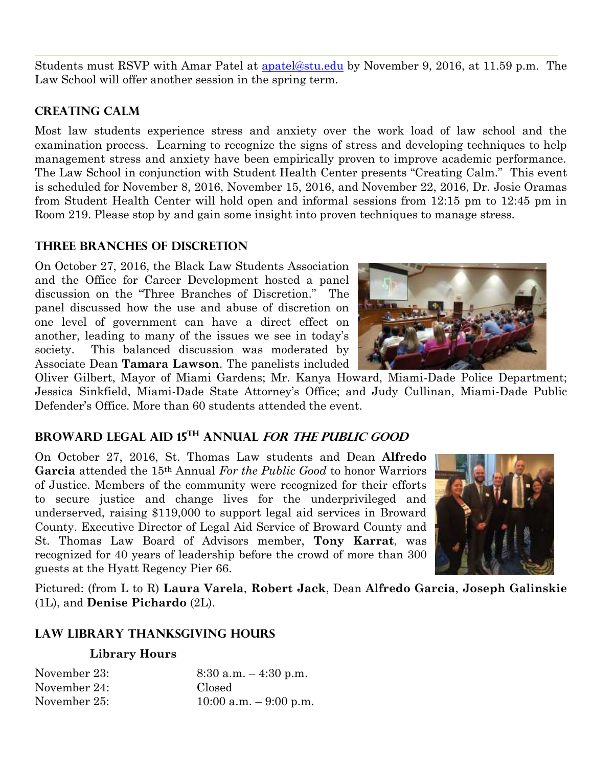Students must RSVP with Amar Patel at [apatel@stu.edu](mailto:apatel@stu.edu) by November 9, 2016, at 11.59 p.m. The Law School will offer another session in the spring term.

## Creating Calm

Most law students experience stress and anxiety over the work load of law school and the examination process. Learning to recognize the signs of stress and developing techniques to help management stress and anxiety have been empirically proven to improve academic performance. The Law School in conjunction with Student Health Center presents "Creating Calm." This event is scheduled for November 8, 2016, November 15, 2016, and November 22, 2016, Dr. Josie Oramas from Student Health Center will hold open and informal sessions from 12:15 pm to 12:45 pm in Room 219. Please stop by and gain some insight into proven techniques to manage stress.

## Three Branches of Discretion

On October 27, 2016, the Black Law Students Association and the Office for Career Development hosted a panel discussion on the "Three Branches of Discretion." The panel discussed how the use and abuse of discretion on one level of government can have a direct effect on another, leading to many of the issues we see in today's society. This balanced discussion was moderated by Associate Dean **Tamara Lawson**. The panelists included Oliver Gilbert, Mayor of Miami Gardens; Mr. Kanya Howard, Miami-Dade Police Department; Jessica Sinkfield, Miami-Dade State Attorney's Office; and Judy Cullinan, Miami-Dade Public Defender's Office. More than 60 students attended the event.

## Broward Legal Aid 15th Annual *For the Public Good*

On October 27, 2016, St. Thomas Law students and Dean **Alfredo Garcia** attended the 15th Annual *For the Public Good* to honor Warriors of Justice. Members of the community were recognized for their efforts to secure justice and change lives for the underprivileged and underserved, raising $119,000 to support legal aid services in Broward County. Executive Director of Legal Aid Service of Broward County and St. Thomas Law Board of Advisors member, **Tony Karrat**, was recognized for 40 years of leadership before the crowd of more than 300 guests at the Hyatt Regency Pier 66.

Pictured: (from L to R) **Laura Varela**, **Robert Jack**, Dean **Alfredo Garcia**, **Joseph Galinskie** (1L), and **Denise Pichardo** (2L).

## Law Library Thanksgiving Hours

**Library Hours**

| | |
|---|---|
| November 23: | 8:30 a.m. – 4:30 p.m. |
| November 24: | Closed |
| November 25: | 10:00 a.m. – 9:00 p.m. |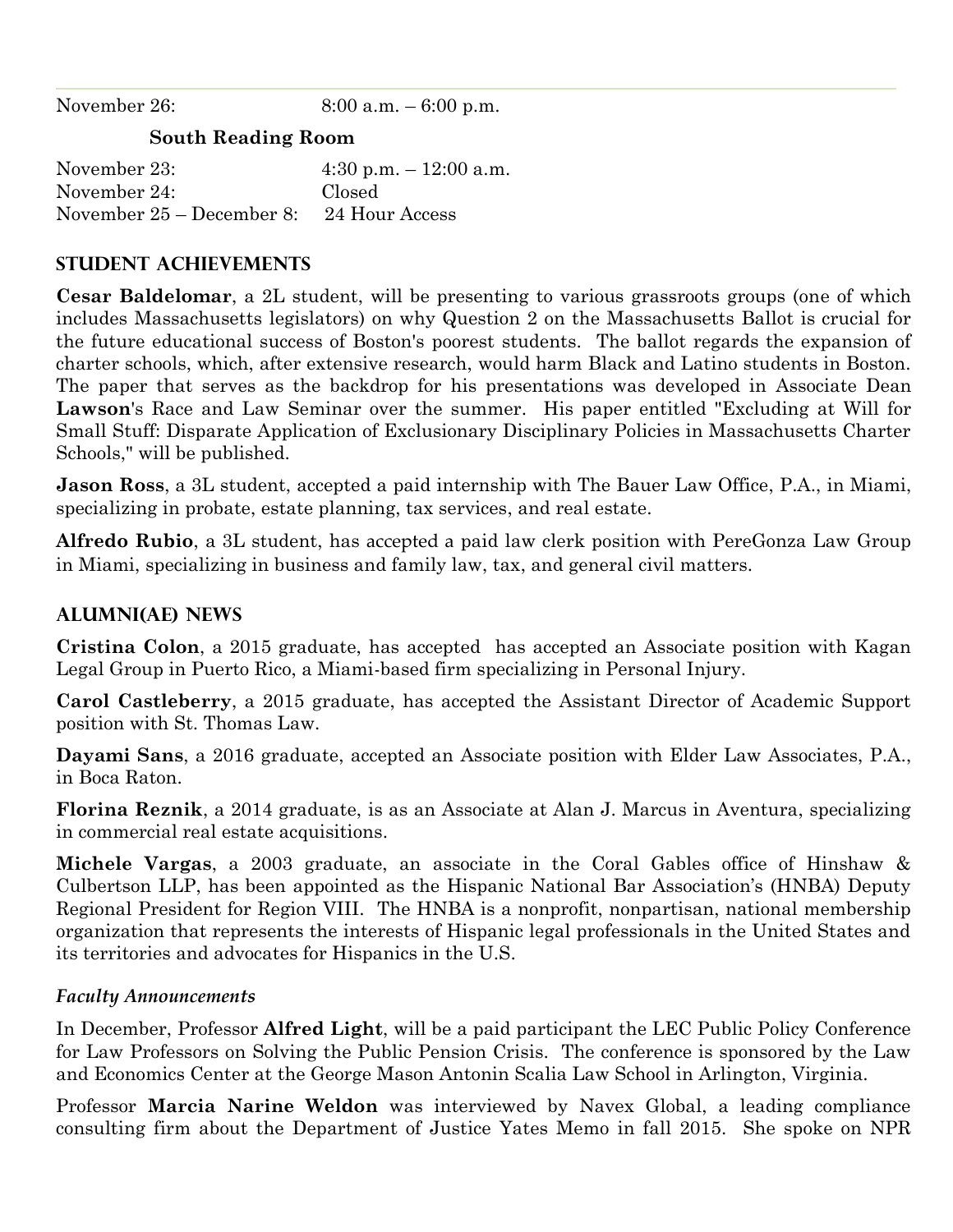November 26: 8:00 a.m. – 6:00 p.m.

**South Reading Room**

November 23: 4:30 p.m. – 12:00 a.m.
November 24: Closed
November 25 – December 8: 24 Hour Access

## STUDENT ACHIEVEMENTS

**Cesar Baldelomar**, a 2L student, will be presenting to various grassroots groups (one of which includes Massachusetts legislators) on why Question 2 on the Massachusetts Ballot is crucial for the future educational success of Boston's poorest students. The ballot regards the expansion of charter schools, which, after extensive research, would harm Black and Latino students in Boston. The paper that serves as the backdrop for his presentations was developed in Associate Dean **Lawson**'s Race and Law Seminar over the summer. His paper entitled "Excluding at Will for Small Stuff: Disparate Application of Exclusionary Disciplinary Policies in Massachusetts Charter Schools," will be published.

**Jason Ross**, a 3L student, accepted a paid internship with The Bauer Law Office, P.A., in Miami, specializing in probate, estate planning, tax services, and real estate.

**Alfredo Rubio**, a 3L student, has accepted a paid law clerk position with PereGonza Law Group in Miami, specializing in business and family law, tax, and general civil matters.

## ALUMNI(AE) NEWS

**Cristina Colon**, a 2015 graduate, has accepted has accepted an Associate position with Kagan Legal Group in Puerto Rico, a Miami-based firm specializing in Personal Injury.

**Carol Castleberry**, a 2015 graduate, has accepted the Assistant Director of Academic Support position with St. Thomas Law.

**Dayami Sans**, a 2016 graduate, accepted an Associate position with Elder Law Associates, P.A., in Boca Raton.

**Florina Reznik**, a 2014 graduate, is as an Associate at Alan J. Marcus in Aventura, specializing in commercial real estate acquisitions.

**Michele Vargas**, a 2003 graduate, an associate in the Coral Gables office of Hinshaw & Culbertson LLP, has been appointed as the Hispanic National Bar Association's (HNBA) Deputy Regional President for Region VIII. The HNBA is a nonprofit, nonpartisan, national membership organization that represents the interests of Hispanic legal professionals in the United States and its territories and advocates for Hispanics in the U.S.

### *Faculty Announcements*

In December, Professor **Alfred Light**, will be a paid participant the LEC Public Policy Conference for Law Professors on Solving the Public Pension Crisis. The conference is sponsored by the Law and Economics Center at the George Mason Antonin Scalia Law School in Arlington, Virginia.

Professor **Marcia Narine Weldon** was interviewed by Navex Global, a leading compliance consulting firm about the Department of Justice Yates Memo in fall 2015. She spoke on NPR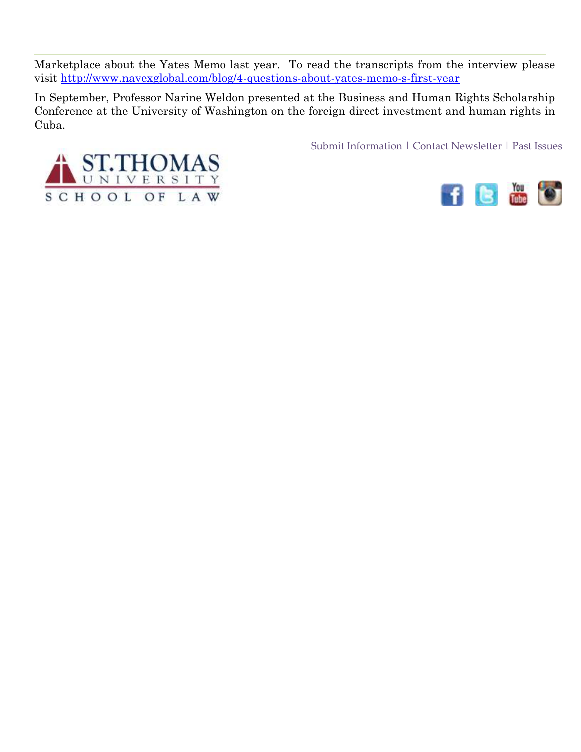Marketplace about the Yates Memo last year. To read the transcripts from the interview please visit http://www.navexglobal.com/blog/4-questions-about-yates-memo-s-first-year

In September, Professor Narine Weldon presented at the Business and Human Rights Scholarship Conference at the University of Washington on the foreign direct investment and human rights in Cuba.

Submit Information | Contact Newsletter | Past Issues

ST.THOMAS UNIVERSITY SCHOOL OF LAW